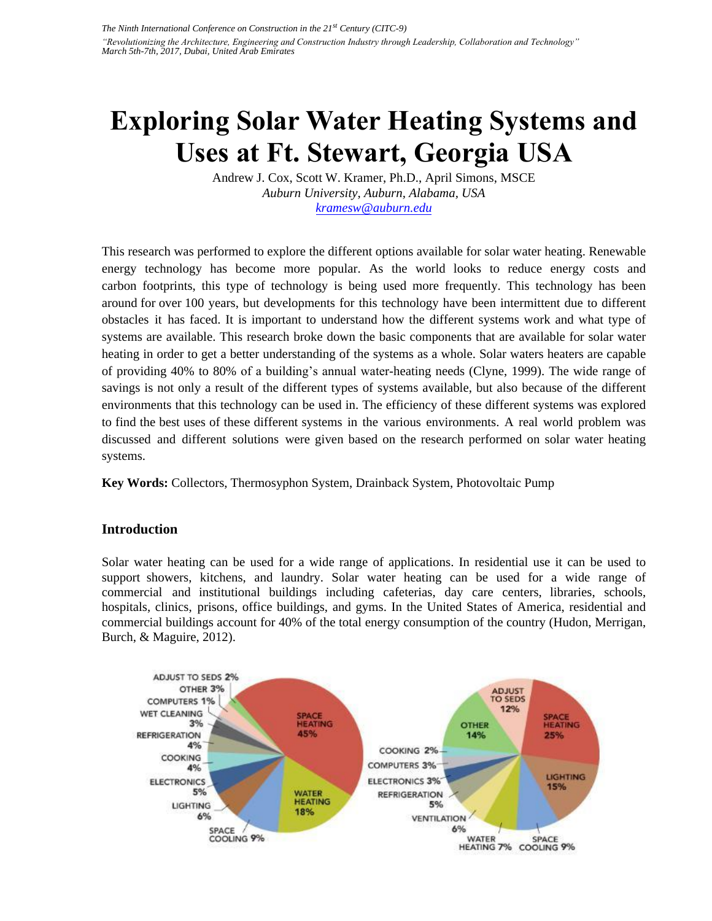# Exploring Solar Water Heating Systems and Uses at Ft. Stewart, Georgia USA

Andrew J. Cox, Scott W. Kramer, Ph.D., April Simons, MSCE

*Auburn University, Auburn, Alabama, USA*

*krameswiw@auburn.edu*

This research was performed to explore the different options available for solar water heating. Renewable energy technology has become more popular. As the world looks to reduce energy costs and carbon footprints, this type of technology is being used more frequently. This technology has been around for over 100 years, but developments for this technology have been intermittent due to different obstacles it has faced. It is important to understand how the different systems work and what type of systems are available. This research broke down the basic components that are available for solar water heating in order to get a better understanding of the systems as a whole. Solar waters heaters are capable of providing 40% to 80% of a building's annual water-heating needs (Clyne, 1999). The wide range of savings is not only a result of the different types of systems available, but also because of the different environments that this technology can be used in. The efficiency of these different systems was explored to find the best uses of these different systems in the various environments. A real world problem was discussed and different solutions were given based on the research performed on solar water heating systems.

**Key Words:** Collectors, Thermosyphon System, Drainback System, Photovoltaic Pump

## Introduction

Solar water heating can be used for a wide range of applications. In residential use it can be used to support showers, kitchens, and laundry. Solar water heating can be used for a wide range of commercial and institutional buildings including cafeterias, day care centers, libraries, schools, hospitals, clinics, prisons, office buildings, and gyms. In the United States of America, residential and commercial buildings account for 40% of the total energy consumption of the country (Hudon, Merrigan, Burch, & Maguire, 2012).

ADJUST TO SEDS 2%, OTHER 3%, COMPUTERS 1%, WET CLEANING 3%, REFRIGERATION 4%, COOKING 4%, ELECTRONICS 5%, LIGHTING 6%, SPACE COOLING 9%, WATER HEATING 18%, SPACE HEATING 45%

ADJUST TO SEDS 12%, OTHER 14%, COOKING 2%, COMPUTERS 3%, ELECTRONICS 3%, REFRIGERATION 5%, VENTILATION 6%, WATER HEATING 7%, SPACE COOLING 9%, LIGHTING 15%, SPACE HEATING 25%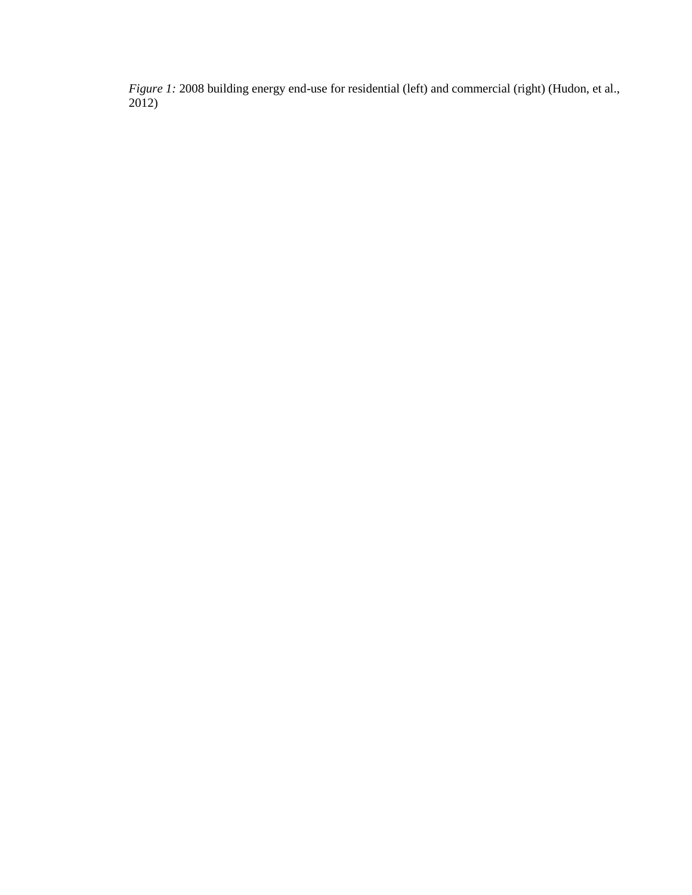*Figure 1:* 2008 building energy end-use for residential (left) and commercial (right) (Hudon, et al., 2012)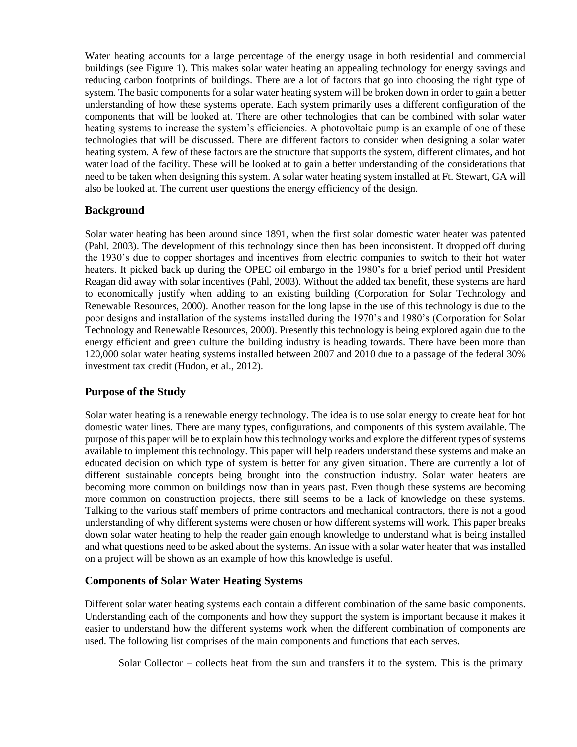Water heating accounts for a large percentage of the energy usage in both residential and commercial buildings (see Figure 1). This makes solar water heating an appealing technology for energy savings and reducing carbon footprints of buildings. There are a lot of factors that go into choosing the right type of system. The basic components for a solar water heating system will be broken down in order to gain a better understanding of how these systems operate. Each system primarily uses a different configuration of the components that will be looked at. There are other technologies that can be combined with solar water heating systems to increase the system's efficiencies. A photovoltaic pump is an example of one of these technologies that will be discussed. There are different factors to consider when designing a solar water heating system. A few of these factors are the structure that supports the system, different climates, and hot water load of the facility. These will be looked at to gain a better understanding of the considerations that need to be taken when designing this system. A solar water heating system installed at Ft. Stewart, GA will also be looked at. The current user questions the energy efficiency of the design.

## Background

Solar water heating has been around since 1891, when the first solar domestic water heater was patented (Pahl, 2003). The development of this technology since then has been inconsistent. It dropped off during the 1930's due to copper shortages and incentives from electric companies to switch to their hot water heaters. It picked back up during the OPEC oil embargo in the 1980's for a brief period until President Reagan did away with solar incentives (Pahl, 2003). Without the added tax benefit, these systems are hard to economically justify when adding to an existing building (Corporation for Solar Technology and Renewable Resources, 2000). Another reason for the long lapse in the use of this technology is due to the poor designs and installation of the systems installed during the 1970's and 1980's (Corporation for Solar Technology and Renewable Resources, 2000). Presently this technology is being explored again due to the energy efficient and green culture the building industry is heading towards. There have been more than 120,000 solar water heating systems installed between 2007 and 2010 due to a passage of the federal 30% investment tax credit (Hudon, et al., 2012).

## Purpose of the Study

Solar water heating is a renewable energy technology. The idea is to use solar energy to create heat for hot domestic water lines. There are many types, configurations, and components of this system available. The purpose of this paper will be to explain how this technology works and explore the different types of systems available to implement this technology. This paper will help readers understand these systems and make an educated decision on which type of system is better for any given situation. There are currently a lot of different sustainable concepts being brought into the construction industry. Solar water heaters are becoming more common on buildings now than in years past. Even though these systems are becoming more common on construction projects, there still seems to be a lack of knowledge on these systems. Talking to the various staff members of prime contractors and mechanical contractors, there is not a good understanding of why different systems were chosen or how different systems will work. This paper breaks down solar water heating to help the reader gain enough knowledge to understand what is being installed and what questions need to be asked about the systems. An issue with a solar water heater that was installed on a project will be shown as an example of how this knowledge is useful.

## Components of Solar Water Heating Systems

Different solar water heating systems each contain a different combination of the same basic components. Understanding each of the components and how they support the system is important because it makes it easier to understand how the different systems work when the different combination of components are used. The following list comprises of the main components and functions that each serves.

Solar Collector – collects heat from the sun and transfers it to the system. This is the primary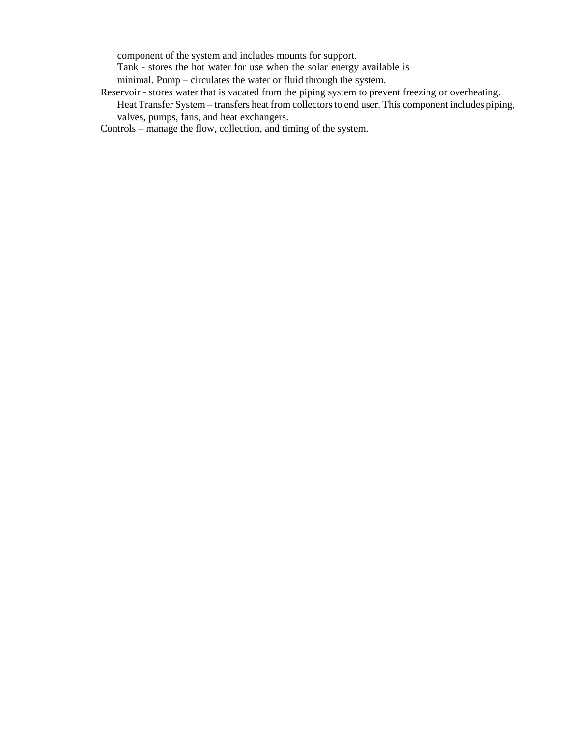component of the system and includes mounts for support.

Tank - stores the hot water for use when the solar energy available is minimal. Pump – circulates the water or fluid through the system.

Reservoir - stores water that is vacated from the piping system to prevent freezing or overheating.

Heat Transfer System – transfers heat from collectors to end user. This component includes piping, valves, pumps, fans, and heat exchangers.

Controls – manage the flow, collection, and timing of the system.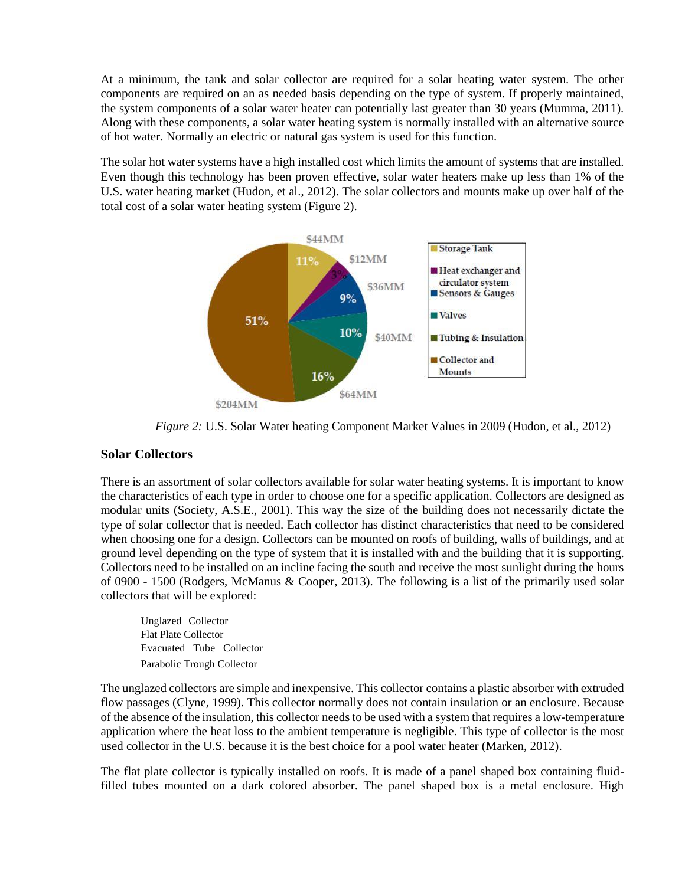At a minimum, the tank and solar collector are required for a solar heating water system. The other components are required on an as needed basis depending on the type of system. If properly maintained, the system components of a solar water heater can potentially last greater than 30 years (Mumma, 2011). Along with these components, a solar water heating system is normally installed with an alternative source of hot water. Normally an electric or natural gas system is used for this function.

The solar hot water systems have a high installed cost which limits the amount of systems that are installed. Even though this technology has been proven effective, solar water heaters make up less than 1% of the U.S. water heating market (Hudon, et al., 2012). The solar collectors and mounts make up over half of the total cost of a solar water heating system (Figure 2).

*Figure 2:* U.S. Solar Water heating Component Market Values in 2009 (Hudon, et al., 2012)

## Solar Collectors

There is an assortment of solar collectors available for solar water heating systems. It is important to know the characteristics of each type in order to choose one for a specific application. Collectors are designed as modular units (Society, A.S.E., 2001). This way the size of the building does not necessarily dictate the type of solar collector that is needed. Each collector has distinct characteristics that need to be considered when choosing one for a design. Collectors can be mounted on roofs of building, walls of buildings, and at ground level depending on the type of system that it is installed with and the building that it is supporting. Collectors need to be installed on an incline facing the south and receive the most sunlight during the hours of 0900 - 1500 (Rodgers, McManus & Cooper, 2013). The following is a list of the primarily used solar collectors that will be explored:

Unglazed Collector
Flat Plate Collector
Evacuated Tube Collector
Parabolic Trough Collector

The unglazed collectors are simple and inexpensive. This collector contains a plastic absorber with extruded flow passages (Clyne, 1999). This collector normally does not contain insulation or an enclosure. Because of the absence of the insulation, this collector needs to be used with a system that requires a low-temperature application where the heat loss to the ambient temperature is negligible. This type of collector is the most used collector in the U.S. because it is the best choice for a pool water heater (Marken, 2012).

The flat plate collector is typically installed on roofs. It is made of a panel shaped box containing fluid-filled tubes mounted on a dark colored absorber. The panel shaped box is a metal enclosure. High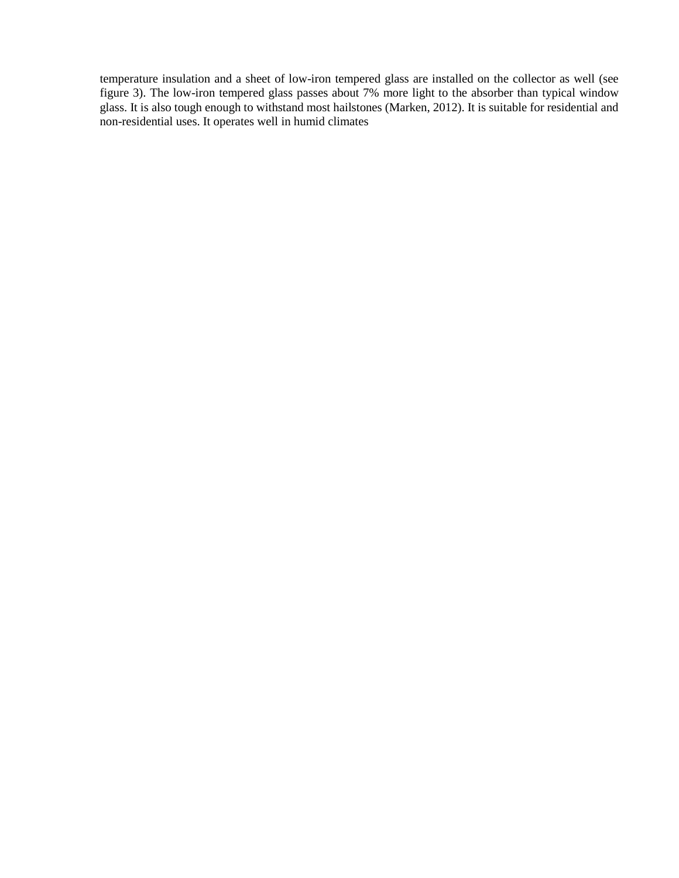temperature insulation and a sheet of low-iron tempered glass are installed on the collector as well (see figure 3). The low-iron tempered glass passes about 7% more light to the absorber than typical window glass. It is also tough enough to withstand most hailstones (Marken, 2012). It is suitable for residential and non-residential uses. It operates well in humid climates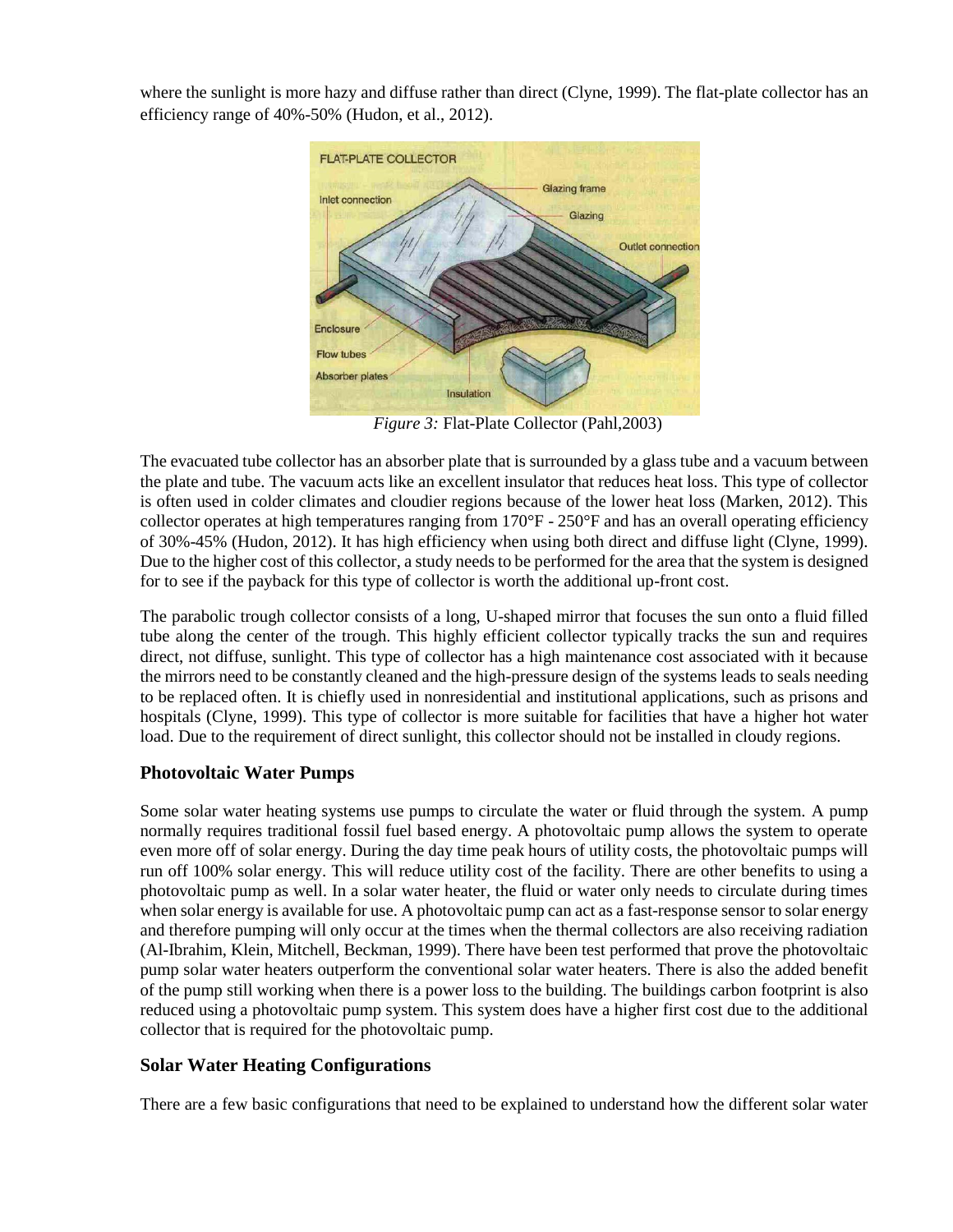where the sunlight is more hazy and diffuse rather than direct (Clyne, 1999). The flat-plate collector has an efficiency range of 40%-50% (Hudon, et al., 2012).

*Figure 3:* Flat-Plate Collector (Pahl,2003)

The evacuated tube collector has an absorber plate that is surrounded by a glass tube and a vacuum between the plate and tube. The vacuum acts like an excellent insulator that reduces heat loss. This type of collector is often used in colder climates and cloudier regions because of the lower heat loss (Marken, 2012). This collector operates at high temperatures ranging from 170°F - 250°F and has an overall operating efficiency of 30%-45% (Hudon, 2012). It has high efficiency when using both direct and diffuse light (Clyne, 1999). Due to the higher cost of this collector, a study needs to be performed for the area that the system is designed for to see if the payback for this type of collector is worth the additional up-front cost.

The parabolic trough collector consists of a long, U-shaped mirror that focuses the sun onto a fluid filled tube along the center of the trough. This highly efficient collector typically tracks the sun and requires direct, not diffuse, sunlight. This type of collector has a high maintenance cost associated with it because the mirrors need to be constantly cleaned and the high-pressure design of the systems leads to seals needing to be replaced often. It is chiefly used in nonresidential and institutional applications, such as prisons and hospitals (Clyne, 1999). This type of collector is more suitable for facilities that have a higher hot water load. Due to the requirement of direct sunlight, this collector should not be installed in cloudy regions.

## Photovoltaic Water Pumps

Some solar water heating systems use pumps to circulate the water or fluid through the system. A pump normally requires traditional fossil fuel based energy. A photovoltaic pump allows the system to operate even more off of solar energy. During the day time peak hours of utility costs, the photovoltaic pumps will run off 100% solar energy. This will reduce utility cost of the facility. There are other benefits to using a photovoltaic pump as well. In a solar water heater, the fluid or water only needs to circulate during times when solar energy is available for use. A photovoltaic pump can act as a fast-response sensor to solar energy and therefore pumping will only occur at the times when the thermal collectors are also receiving radiation (Al-Ibrahim, Klein, Mitchell, Beckman, 1999). There have been test performed that prove the photovoltaic pump solar water heaters outperform the conventional solar water heaters. There is also the added benefit of the pump still working when there is a power loss to the building. The buildings carbon footprint is also reduced using a photovoltaic pump system. This system does have a higher first cost due to the additional collector that is required for the photovoltaic pump.

## Solar Water Heating Configurations

There are a few basic configurations that need to be explained to understand how the different solar water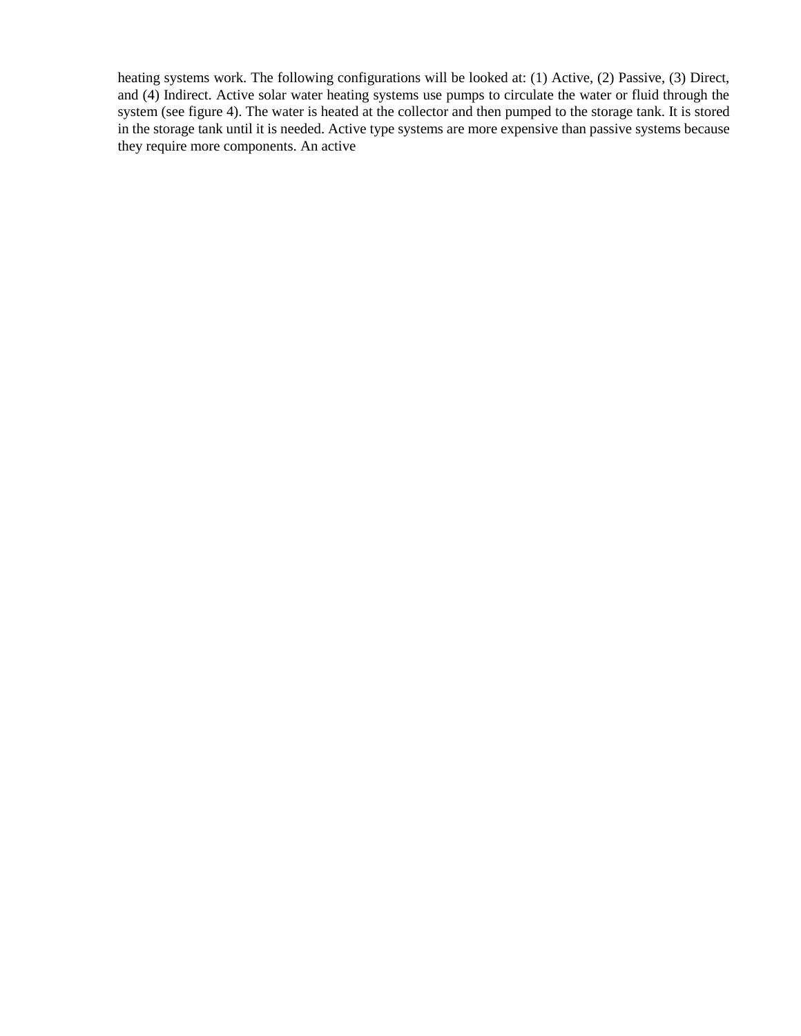heating systems work. The following configurations will be looked at: (1) Active, (2) Passive, (3) Direct, and (4) Indirect. Active solar water heating systems use pumps to circulate the water or fluid through the system (see figure 4). The water is heated at the collector and then pumped to the storage tank. It is stored in the storage tank until it is needed. Active type systems are more expensive than passive systems because they require more components. An active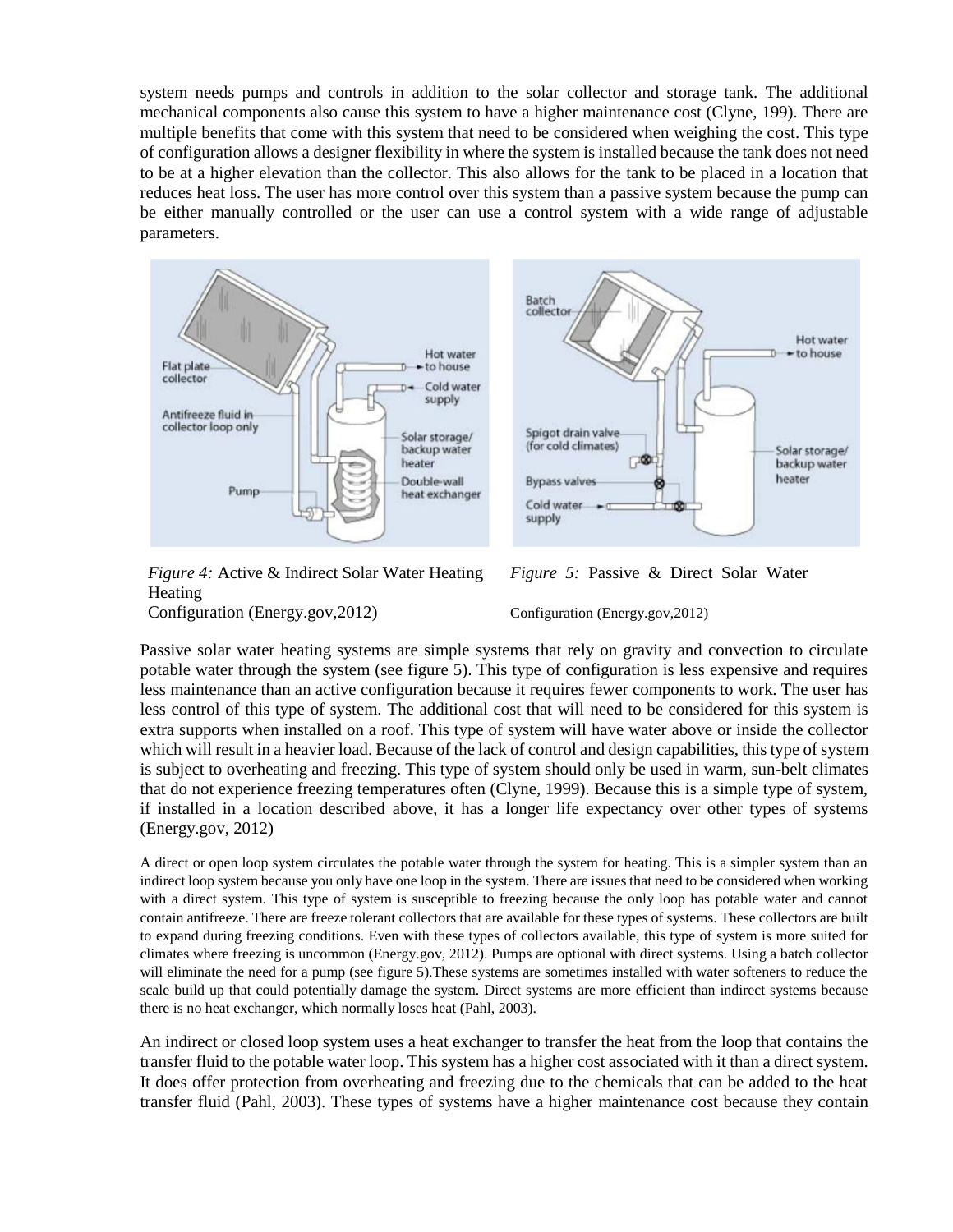system needs pumps and controls in addition to the solar collector and storage tank. The additional mechanical components also cause this system to have a higher maintenance cost (Clyne, 199). There are multiple benefits that come with this system that need to be considered when weighing the cost. This type of configuration allows a designer flexibility in where the system is installed because the tank does not need to be at a higher elevation than the collector. This also allows for the tank to be placed in a location that reduces heat loss. The user has more control over this system than a passive system because the pump can be either manually controlled or the user can use a control system with a wide range of adjustable parameters.

*Figure 4:* Active & Indirect Solar Water Heating Heating Configuration (Energy.gov,2012)

*Figure 5:* Passive & Direct Solar Water Configuration (Energy.gov,2012)

Passive solar water heating systems are simple systems that rely on gravity and convection to circulate potable water through the system (see figure 5). This type of configuration is less expensive and requires less maintenance than an active configuration because it requires fewer components to work. The user has less control of this type of system. The additional cost that will need to be considered for this system is extra supports when installed on a roof. This type of system will have water above or inside the collector which will result in a heavier load. Because of the lack of control and design capabilities, this type of system is subject to overheating and freezing. This type of system should only be used in warm, sun-belt climates that do not experience freezing temperatures often (Clyne, 1999). Because this is a simple type of system, if installed in a location described above, it has a longer life expectancy over other types of systems (Energy.gov, 2012)

A direct or open loop system circulates the potable water through the system for heating. This is a simpler system than an indirect loop system because you only have one loop in the system. There are issues that need to be considered when working with a direct system. This type of system is susceptible to freezing because the only loop has potable water and cannot contain antifreeze. There are freeze tolerant collectors that are available for these types of systems. These collectors are built to expand during freezing conditions. Even with these types of collectors available, this type of system is more suited for climates where freezing is uncommon (Energy.gov, 2012). Pumps are optional with direct systems. Using a batch collector will eliminate the need for a pump (see figure 5).These systems are sometimes installed with water softeners to reduce the scale build up that could potentially damage the system. Direct systems are more efficient than indirect systems because there is no heat exchanger, which normally loses heat (Pahl, 2003).

An indirect or closed loop system uses a heat exchanger to transfer the heat from the loop that contains the transfer fluid to the potable water loop. This system has a higher cost associated with it than a direct system. It does offer protection from overheating and freezing due to the chemicals that can be added to the heat transfer fluid (Pahl, 2003). These types of systems have a higher maintenance cost because they contain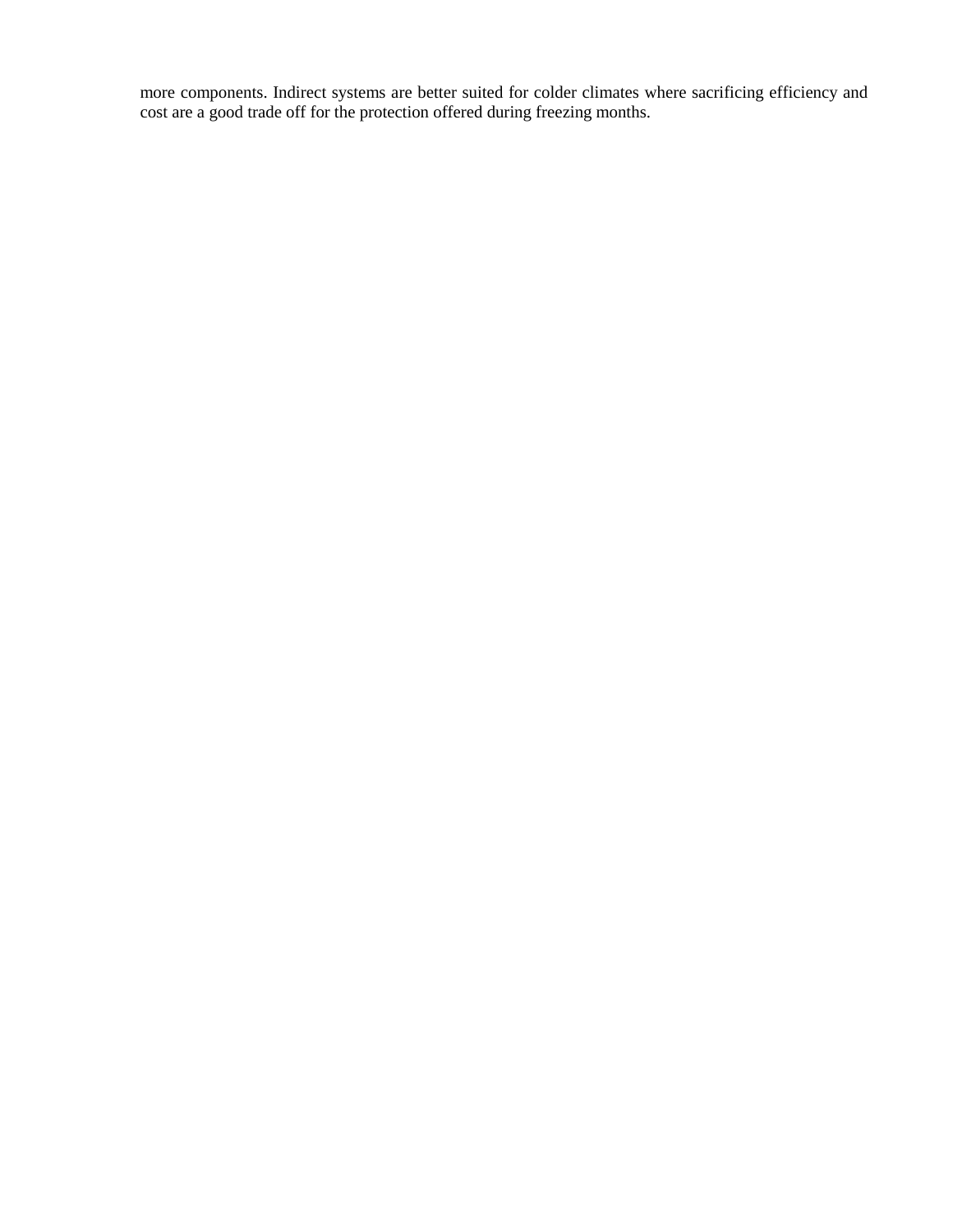more components. Indirect systems are better suited for colder climates where sacrificing efficiency and cost are a good trade off for the protection offered during freezing months.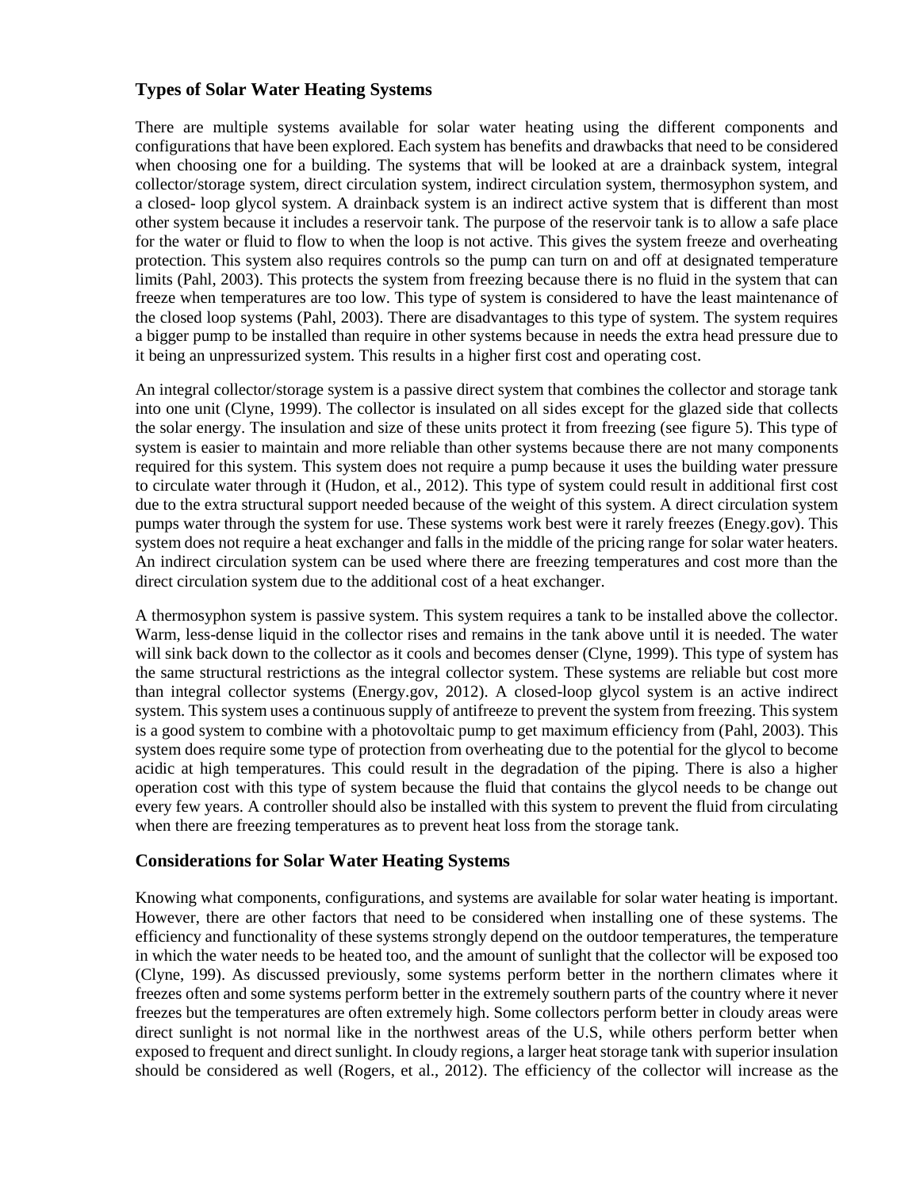## Types of Solar Water Heating Systems

There are multiple systems available for solar water heating using the different components and configurations that have been explored. Each system has benefits and drawbacks that need to be considered when choosing one for a building. The systems that will be looked at are a drainback system, integral collector/storage system, direct circulation system, indirect circulation system, thermosyphon system, and a closed- loop glycol system. A drainback system is an indirect active system that is different than most other system because it includes a reservoir tank. The purpose of the reservoir tank is to allow a safe place for the water or fluid to flow to when the loop is not active. This gives the system freeze and overheating protection. This system also requires controls so the pump can turn on and off at designated temperature limits (Pahl, 2003). This protects the system from freezing because there is no fluid in the system that can freeze when temperatures are too low. This type of system is considered to have the least maintenance of the closed loop systems (Pahl, 2003). There are disadvantages to this type of system. The system requires a bigger pump to be installed than require in other systems because in needs the extra head pressure due to it being an unpressurized system. This results in a higher first cost and operating cost.

An integral collector/storage system is a passive direct system that combines the collector and storage tank into one unit (Clyne, 1999). The collector is insulated on all sides except for the glazed side that collects the solar energy. The insulation and size of these units protect it from freezing (see figure 5). This type of system is easier to maintain and more reliable than other systems because there are not many components required for this system. This system does not require a pump because it uses the building water pressure to circulate water through it (Hudon, et al., 2012). This type of system could result in additional first cost due to the extra structural support needed because of the weight of this system. A direct circulation system pumps water through the system for use. These systems work best were it rarely freezes (Enegy.gov). This system does not require a heat exchanger and falls in the middle of the pricing range for solar water heaters. An indirect circulation system can be used where there are freezing temperatures and cost more than the direct circulation system due to the additional cost of a heat exchanger.

A thermosyphon system is passive system. This system requires a tank to be installed above the collector. Warm, less-dense liquid in the collector rises and remains in the tank above until it is needed. The water will sink back down to the collector as it cools and becomes denser (Clyne, 1999). This type of system has the same structural restrictions as the integral collector system. These systems are reliable but cost more than integral collector systems (Energy.gov, 2012). A closed-loop glycol system is an active indirect system. This system uses a continuous supply of antifreeze to prevent the system from freezing. This system is a good system to combine with a photovoltaic pump to get maximum efficiency from (Pahl, 2003). This system does require some type of protection from overheating due to the potential for the glycol to become acidic at high temperatures. This could result in the degradation of the piping. There is also a higher operation cost with this type of system because the fluid that contains the glycol needs to be change out every few years. A controller should also be installed with this system to prevent the fluid from circulating when there are freezing temperatures as to prevent heat loss from the storage tank.

## Considerations for Solar Water Heating Systems

Knowing what components, configurations, and systems are available for solar water heating is important. However, there are other factors that need to be considered when installing one of these systems. The efficiency and functionality of these systems strongly depend on the outdoor temperatures, the temperature in which the water needs to be heated too, and the amount of sunlight that the collector will be exposed too (Clyne, 199). As discussed previously, some systems perform better in the northern climates where it freezes often and some systems perform better in the extremely southern parts of the country where it never freezes but the temperatures are often extremely high. Some collectors perform better in cloudy areas were direct sunlight is not normal like in the northwest areas of the U.S, while others perform better when exposed to frequent and direct sunlight. In cloudy regions, a larger heat storage tank with superior insulation should be considered as well (Rogers, et al., 2012). The efficiency of the collector will increase as the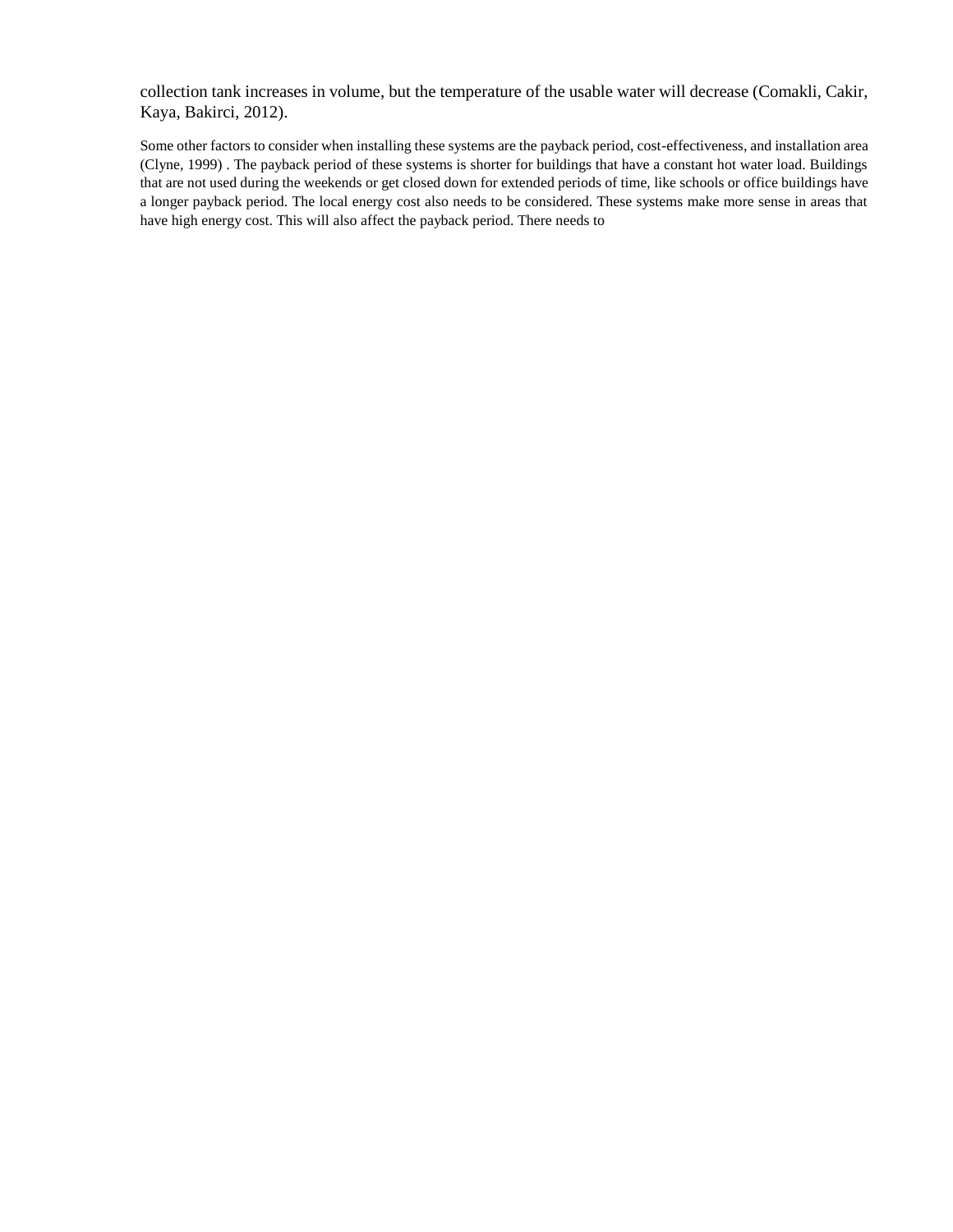collection tank increases in volume, but the temperature of the usable water will decrease (Comakli, Cakir, Kaya, Bakirci, 2012).

Some other factors to consider when installing these systems are the payback period, cost-effectiveness, and installation area (Clyne, 1999) . The payback period of these systems is shorter for buildings that have a constant hot water load. Buildings that are not used during the weekends or get closed down for extended periods of time, like schools or office buildings have a longer payback period. The local energy cost also needs to be considered. These systems make more sense in areas that have high energy cost. This will also affect the payback period. There needs to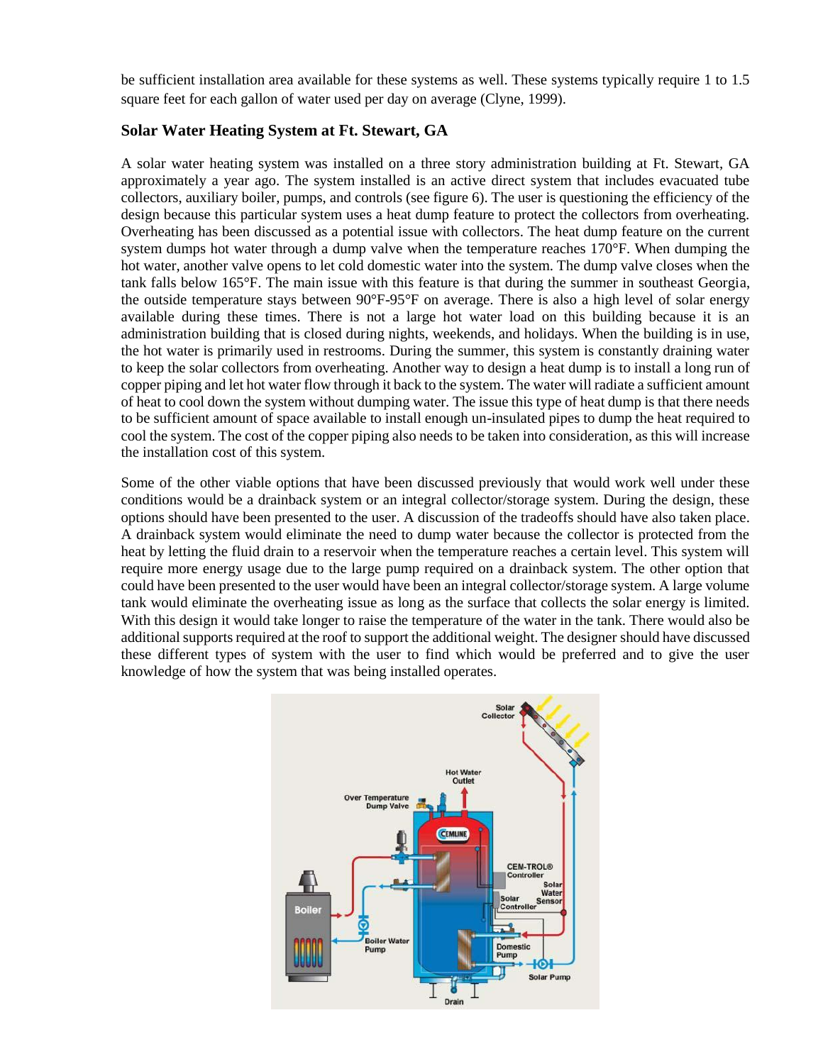be sufficient installation area available for these systems as well. These systems typically require 1 to 1.5 square feet for each gallon of water used per day on average (Clyne, 1999).

### Solar Water Heating System at Ft. Stewart, GA

A solar water heating system was installed on a three story administration building at Ft. Stewart, GA approximately a year ago. The system installed is an active direct system that includes evacuated tube collectors, auxiliary boiler, pumps, and controls (see figure 6). The user is questioning the efficiency of the design because this particular system uses a heat dump feature to protect the collectors from overheating. Overheating has been discussed as a potential issue with collectors. The heat dump feature on the current system dumps hot water through a dump valve when the temperature reaches 170°F. When dumping the hot water, another valve opens to let cold domestic water into the system. The dump valve closes when the tank falls below 165°F. The main issue with this feature is that during the summer in southeast Georgia, the outside temperature stays between 90°F-95°F on average. There is also a high level of solar energy available during these times. There is not a large hot water load on this building because it is an administration building that is closed during nights, weekends, and holidays. When the building is in use, the hot water is primarily used in restrooms. During the summer, this system is constantly draining water to keep the solar collectors from overheating. Another way to design a heat dump is to install a long run of copper piping and let hot water flow through it back to the system. The water will radiate a sufficient amount of heat to cool down the system without dumping water. The issue this type of heat dump is that there needs to be sufficient amount of space available to install enough un-insulated pipes to dump the heat required to cool the system. The cost of the copper piping also needs to be taken into consideration, as this will increase the installation cost of this system.

Some of the other viable options that have been discussed previously that would work well under these conditions would be a drainback system or an integral collector/storage system. During the design, these options should have been presented to the user. A discussion of the tradeoffs should have also taken place. A drainback system would eliminate the need to dump water because the collector is protected from the heat by letting the fluid drain to a reservoir when the temperature reaches a certain level. This system will require more energy usage due to the large pump required on a drainback system. The other option that could have been presented to the user would have been an integral collector/storage system. A large volume tank would eliminate the overheating issue as long as the surface that collects the solar energy is limited. With this design it would take longer to raise the temperature of the water in the tank. There would also be additional supports required at the roof to support the additional weight. The designer should have discussed these different types of system with the user to find which would be preferred and to give the user knowledge of how the system that was being installed operates.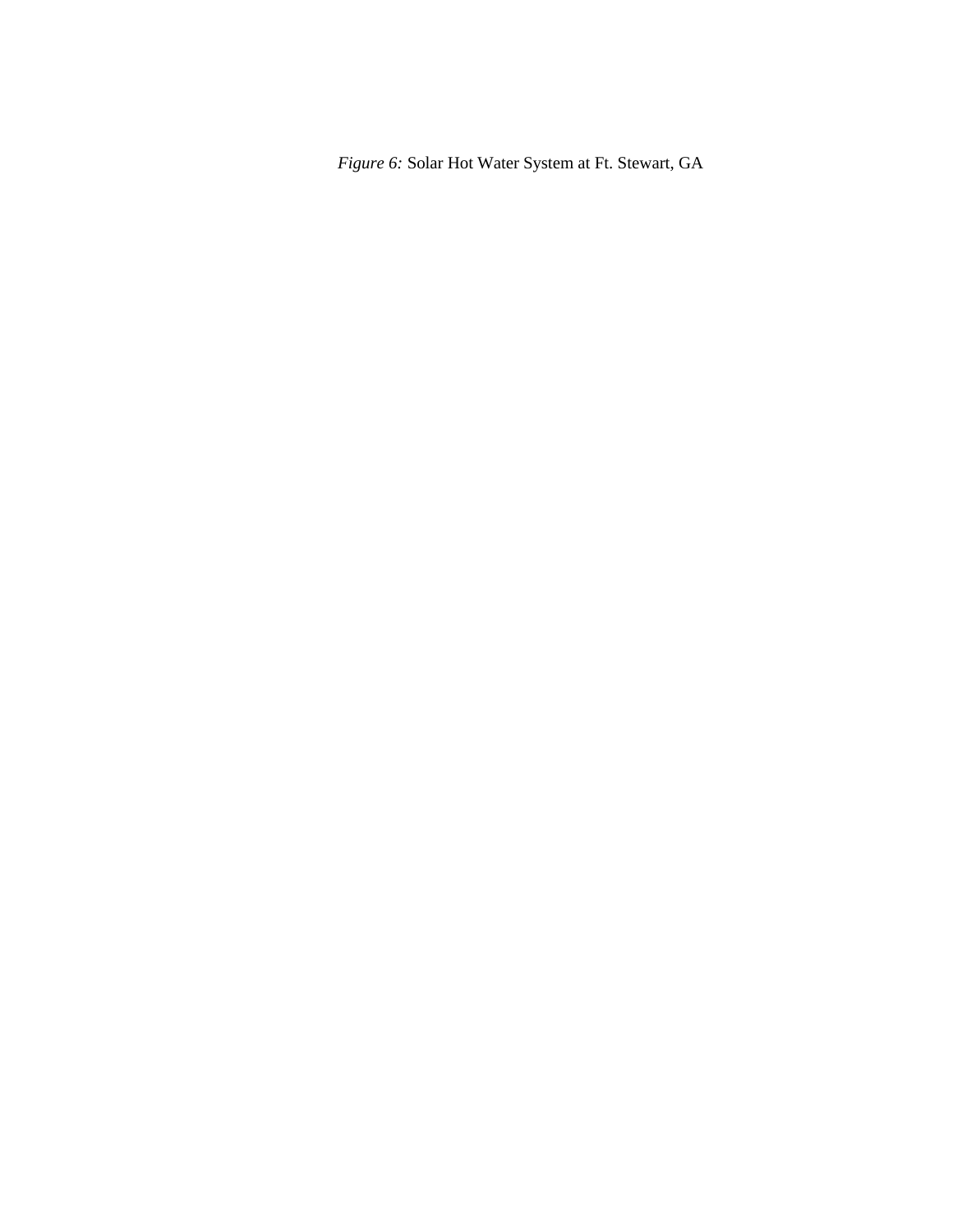*Figure 6:* Solar Hot Water System at Ft. Stewart, GA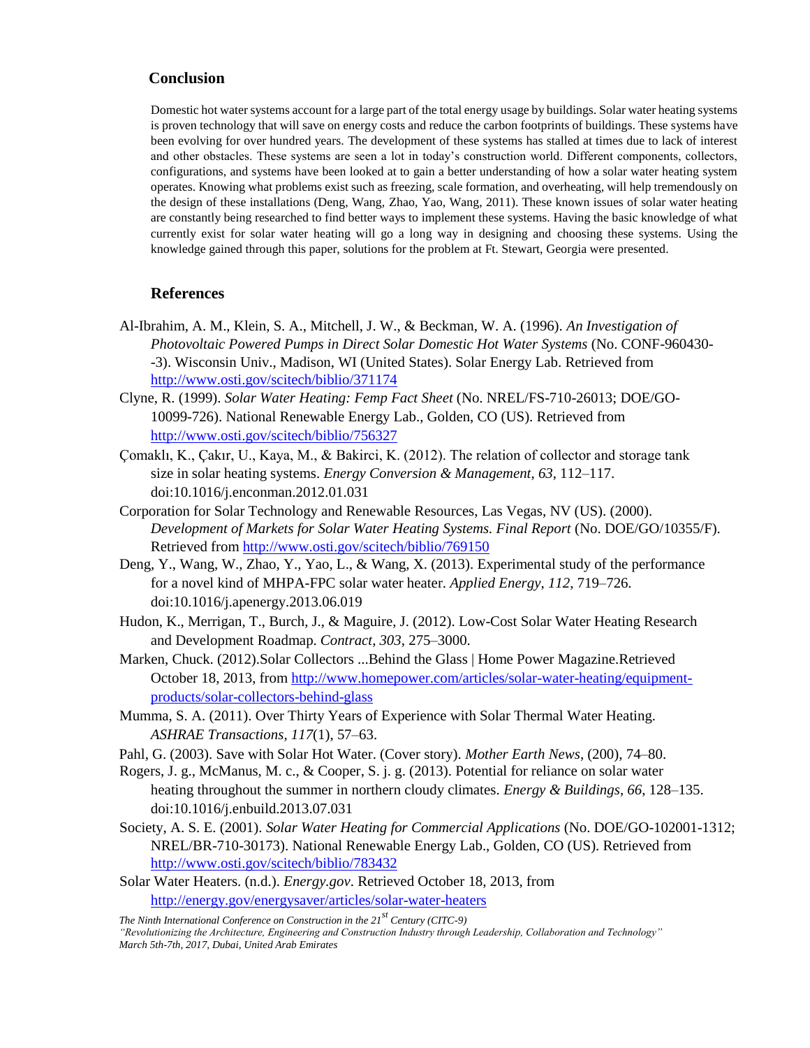## Conclusion

Domestic hot water systems account for a large part of the total energy usage by buildings. Solar water heating systems is proven technology that will save on energy costs and reduce the carbon footprints of buildings. These systems have been evolving for over hundred years. The development of these systems has stalled at times due to lack of interest and other obstacles. These systems are seen a lot in today's construction world. Different components, collectors, configurations, and systems have been looked at to gain a better understanding of how a solar water heating system operates. Knowing what problems exist such as freezing, scale formation, and overheating, will help tremendously on the design of these installations (Deng, Wang, Zhao, Yao, Wang, 2011). These known issues of solar water heating are constantly being researched to find better ways to implement these systems. Having the basic knowledge of what currently exist for solar water heating will go a long way in designing and choosing these systems. Using the knowledge gained through this paper, solutions for the problem at Ft. Stewart, Georgia were presented.

## References

Al-Ibrahim, A. M., Klein, S. A., Mitchell, J. W., & Beckman, W. A. (1996). *An Investigation of Photovoltaic Powered Pumps in Direct Solar Domestic Hot Water Systems* (No. CONF-960430--3). Wisconsin Univ., Madison, WI (United States). Solar Energy Lab. Retrieved from http://www.osti.gov/scitech/biblio/371174

Clyne, R. (1999). *Solar Water Heating: Femp Fact Sheet* (No. NREL/FS-710-26013; DOE/GO-10099-726). National Renewable Energy Lab., Golden, CO (US). Retrieved from http://www.osti.gov/scitech/biblio/756327

Çomaklı, K., Çakır, U., Kaya, M., & Bakirci, K. (2012). The relation of collector and storage tank size in solar heating systems. *Energy Conversion & Management*, *63*, 112–117. doi:10.1016/j.enconman.2012.01.031

Corporation for Solar Technology and Renewable Resources, Las Vegas, NV (US). (2000). *Development of Markets for Solar Water Heating Systems. Final Report* (No. DOE/GO/10355/F). Retrieved from http://www.osti.gov/scitech/biblio/769150

Deng, Y., Wang, W., Zhao, Y., Yao, L., & Wang, X. (2013). Experimental study of the performance for a novel kind of MHPA-FPC solar water heater. *Applied Energy*, *112*, 719–726. doi:10.1016/j.apenergy.2013.06.019

Hudon, K., Merrigan, T., Burch, J., & Maguire, J. (2012). Low-Cost Solar Water Heating Research and Development Roadmap. *Contract*, *303*, 275–3000.

Marken, Chuck. (2012).Solar Collectors ...Behind the Glass | Home Power Magazine.Retrieved October 18, 2013, from http://www.homepower.com/articles/solar-water-heating/equipment-products/solar-collectors-behind-glass

Mumma, S. A. (2011). Over Thirty Years of Experience with Solar Thermal Water Heating. *ASHRAE Transactions*, *117*(1), 57–63.

Pahl, G. (2003). Save with Solar Hot Water. (Cover story). *Mother Earth News*, (200), 74–80.

Rogers, J. g., McManus, M. c., & Cooper, S. j. g. (2013). Potential for reliance on solar water heating throughout the summer in northern cloudy climates. *Energy & Buildings*, *66*, 128–135. doi:10.1016/j.enbuild.2013.07.031

Society, A. S. E. (2001). *Solar Water Heating for Commercial Applications* (No. DOE/GO-102001-1312; NREL/BR-710-30173). National Renewable Energy Lab., Golden, CO (US). Retrieved from http://www.osti.gov/scitech/biblio/783432

Solar Water Heaters. (n.d.). *Energy.gov*. Retrieved October 18, 2013, from http://energy.gov/energysaver/articles/solar-water-heaters